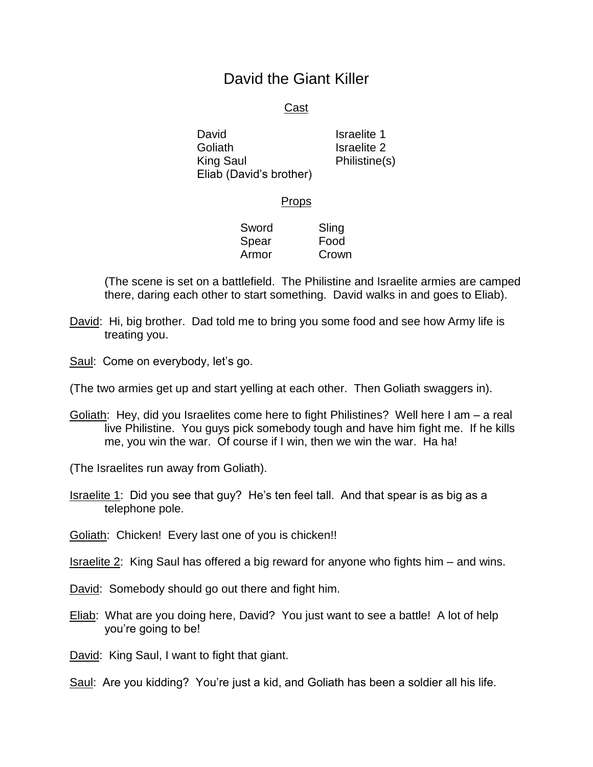# David the Giant Killer

## Cast

| | |
|---|---|
| David | Israelite 1 |
| Goliath | Israelite 2 |
| King Saul | Philistine(s) |
| Eliab (David's brother) | |

## Props

| | |
|---|---|
| Sword | Sling |
| Spear | Food |
| Armor | Crown |

(The scene is set on a battlefield. The Philistine and Israelite armies are camped there, daring each other to start something. David walks in and goes to Eliab).

<u>David</u>: Hi, big brother. Dad told me to bring you some food and see how Army life is treating you.

<u>Saul</u>: Come on everybody, let's go.

(The two armies get up and start yelling at each other. Then Goliath swaggers in).

<u>Goliath</u>: Hey, did you Israelites come here to fight Philistines? Well here I am – a real live Philistine. You guys pick somebody tough and have him fight me. If he kills me, you win the war. Of course if I win, then we win the war. Ha ha!

(The Israelites run away from Goliath).

<u>Israelite 1</u>: Did you see that guy? He's ten feel tall. And that spear is as big as a telephone pole.

<u>Goliath</u>: Chicken! Every last one of you is chicken!!

<u>Israelite 2</u>: King Saul has offered a big reward for anyone who fights him – and wins.

<u>David</u>: Somebody should go out there and fight him.

<u>Eliab</u>: What are you doing here, David? You just want to see a battle! A lot of help you're going to be!

<u>David</u>: King Saul, I want to fight that giant.

<u>Saul</u>: Are you kidding? You're just a kid, and Goliath has been a soldier all his life.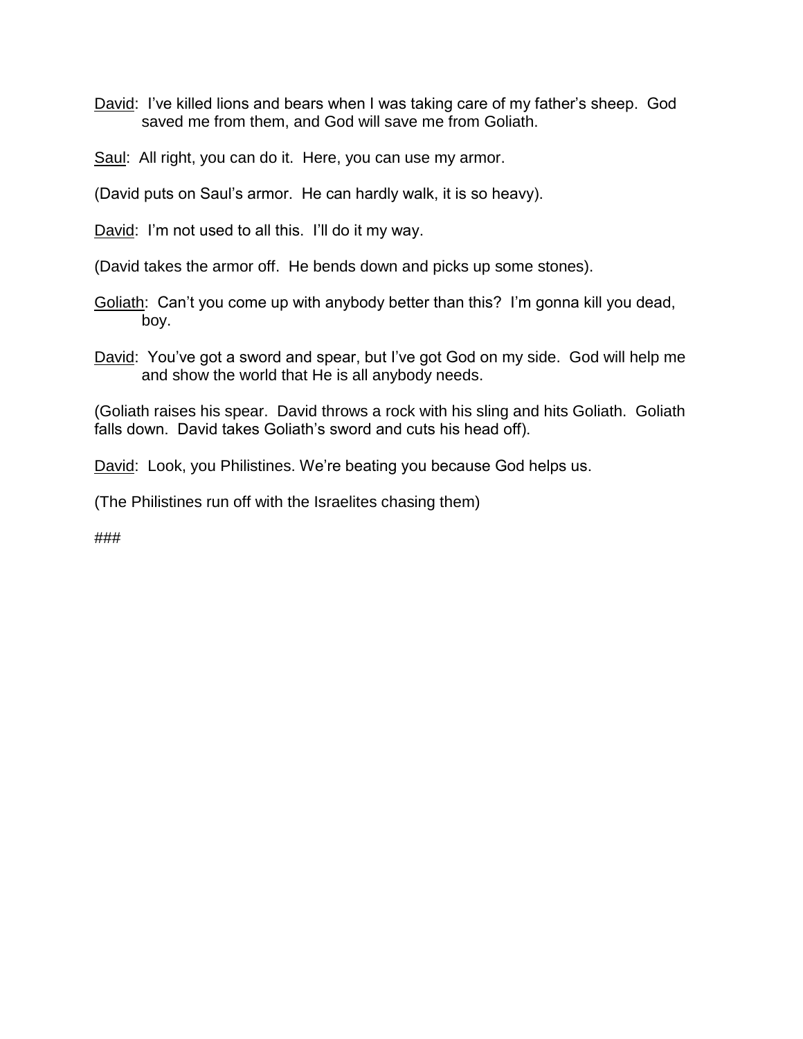<u>David</u>: I've killed lions and bears when I was taking care of my father's sheep. God saved me from them, and God will save me from Goliath.

<u>Saul</u>: All right, you can do it. Here, you can use my armor.

(David puts on Saul's armor. He can hardly walk, it is so heavy).

<u>David</u>: I'm not used to all this. I'll do it my way.

(David takes the armor off. He bends down and picks up some stones).

<u>Goliath</u>: Can't you come up with anybody better than this? I'm gonna kill you dead, boy.

<u>David</u>: You've got a sword and spear, but I've got God on my side. God will help me and show the world that He is all anybody needs.

(Goliath raises his spear. David throws a rock with his sling and hits Goliath. Goliath falls down. David takes Goliath's sword and cuts his head off).

<u>David</u>: Look, you Philistines. We're beating you because God helps us.

(The Philistines run off with the Israelites chasing them)

###